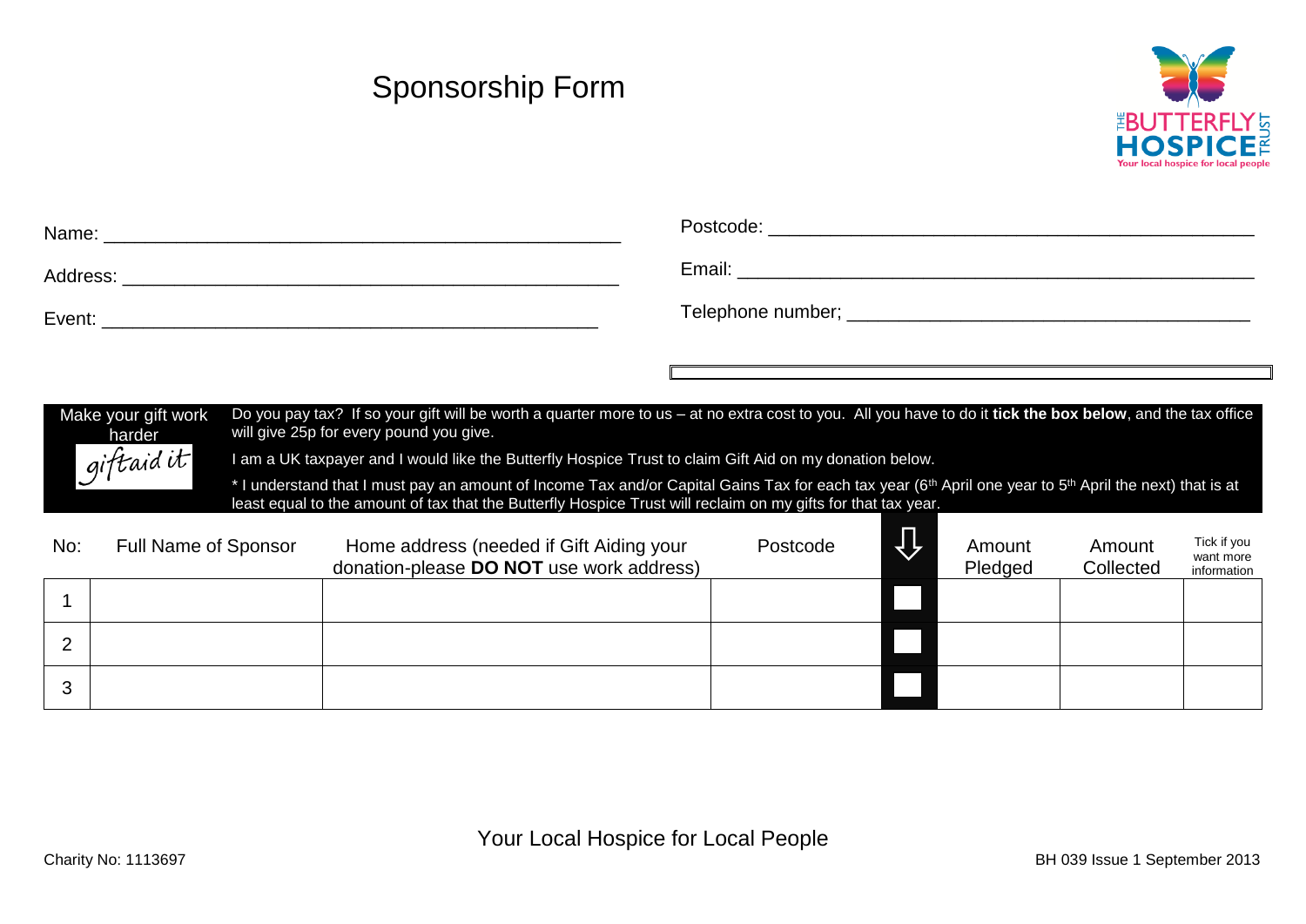# Sponsorship Form

THE BUTTERFLY HOSPICE TRUST
Your local hospice for local people

Name: ___________________________________________

Address: _________________________________________

Event: __________________________________________

Postcode: ________________________________________

Email: __________________________________________

Telephone number; _________________________________

**Make your gift work harder**
giftaid it

Do you pay tax? If so your gift will be worth a quarter more to us – at no extra cost to you. All you have to do it **tick the box below**, and the tax office will give 25p for every pound you give.

I am a UK taxpayer and I would like the Butterfly Hospice Trust to claim Gift Aid on my donation below.

* I understand that I must pay an amount of Income Tax and/or Capital Gains Tax for each tax year (6th April one year to 5th April the next) that is at least equal to the amount of tax that the Butterfly Hospice Trust will reclaim on my gifts for that tax year.

| No: | Full Name of Sponsor | Home address (needed if Gift Aiding your donation-please **DO NOT** use work address) | Postcode | ⇩ | Amount Pledged | Amount Collected | Tick if you want more information |
|---|---|---|---|---|---|---|---|
| 1 | | | | ☐ | | | |
| 2 | | | | ☐ | | | |
| 3 | | | | ☐ | | | |

Your Local Hospice for Local People

Charity No: 1113697

BH 039 Issue 1 September 2013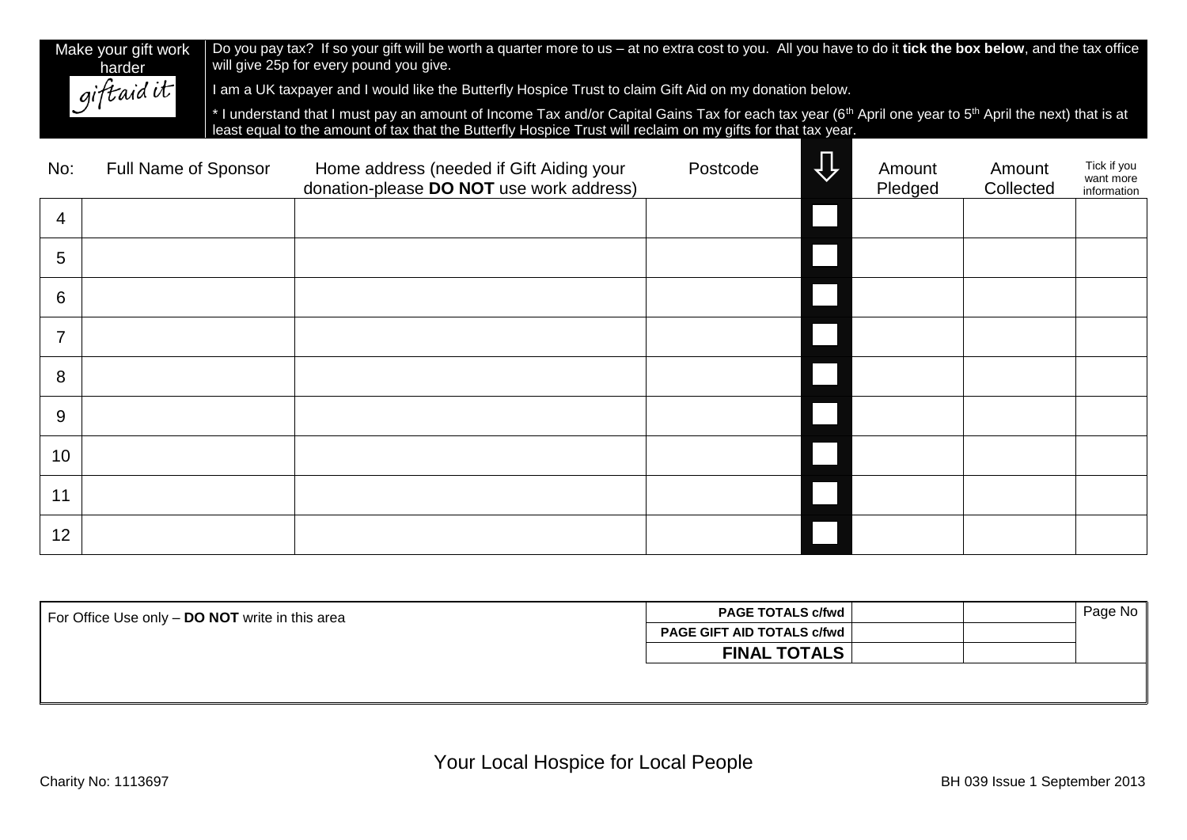| Make your gift work harder giftaid it | Do you pay tax? If so your gift will be worth a quarter more to us – at no extra cost to you. All you have to do it **tick the box below**, and the tax office will give 25p for every pound you give. I am a UK taxpayer and I would like the Butterfly Hospice Trust to claim Gift Aid on my donation below. * I understand that I must pay an amount of Income Tax and/or Capital Gains Tax for each tax year (6th April one year to 5th April the next) that is at least equal to the amount of tax that the Butterfly Hospice Trust will reclaim on my gifts for that tax year. |
|---|---|

| No: | Full Name of Sponsor | Home address (needed if Gift Aiding your donation-please **DO NOT** use work address) | Postcode | ⇩ | Amount Pledged | Amount Collected | Tick if you want more information |
|---|---|---|---|---|---|---|---|
| 4 | | | | ☐ | | | |
| 5 | | | | ☐ | | | |
| 6 | | | | ☐ | | | |
| 7 | | | | ☐ | | | |
| 8 | | | | ☐ | | | |
| 9 | | | | ☐ | | | |
| 10 | | | | ☐ | | | |
| 11 | | | | ☐ | | | |
| 12 | | | | ☐ | | | |

| For Office Use only – **DO NOT** write in this area | | | | Page No |
|---|---|---|---|---|
| | **PAGE TOTALS c/fwd** | | | |
| | **PAGE GIFT AID TOTALS c/fwd** | | | |
| | **FINAL TOTALS** | | | |

Your Local Hospice for Local People

Charity No: 1113697

BH 039 Issue 1 September 2013